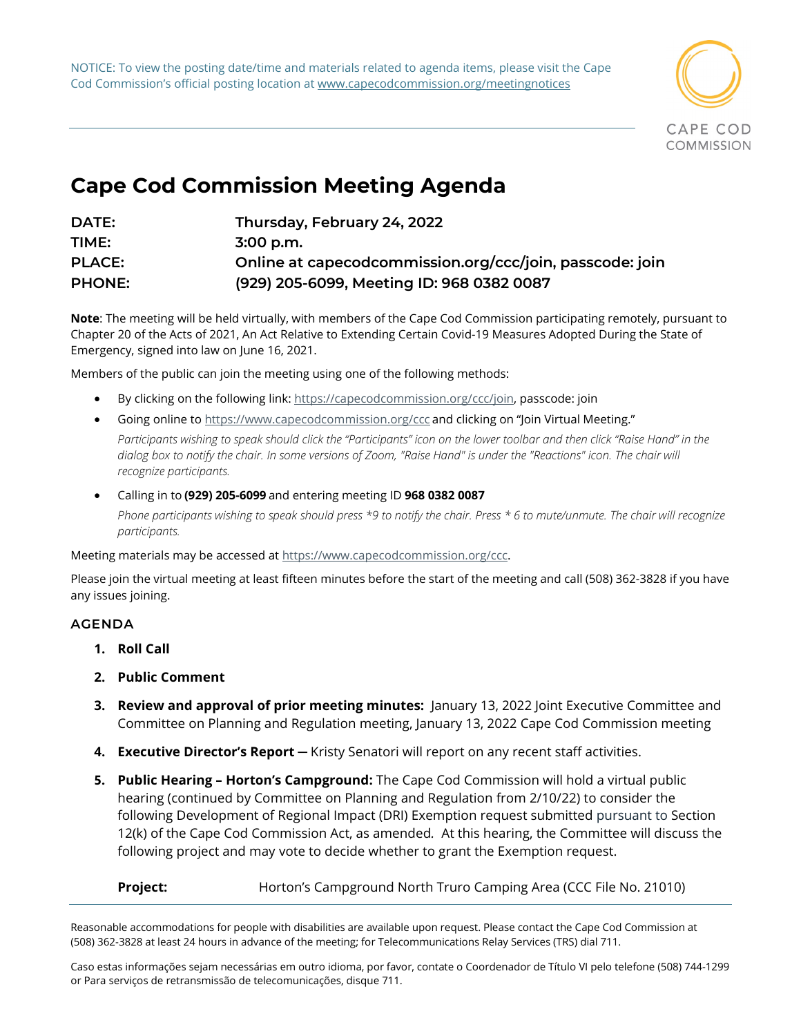NOTICE: To view the posting date/time and materials related to agenda items, please visit the Cape Cod Commission's official posting location at www.capecodcommission.org/meetingnotices

CAPE COD COMMISSION

# Cape Cod Commission Meeting Agenda

**DATE:** Thursday, February 24, 2022
**TIME:** 3:00 p.m.
**PLACE:** Online at capecodcommission.org/ccc/join, passcode: join
**PHONE:** (929) 205-6099, Meeting ID: 968 0382 0087

**Note**: The meeting will be held virtually, with members of the Cape Cod Commission participating remotely, pursuant to Chapter 20 of the Acts of 2021, An Act Relative to Extending Certain Covid-19 Measures Adopted During the State of Emergency, signed into law on June 16, 2021.

Members of the public can join the meeting using one of the following methods:

- By clicking on the following link: https://capecodcommission.org/ccc/join, passcode: join
- Going online to https://www.capecodcommission.org/ccc and clicking on "Join Virtual Meeting."

  *Participants wishing to speak should click the "Participants" icon on the lower toolbar and then click "Raise Hand" in the dialog box to notify the chair. In some versions of Zoom, "Raise Hand" is under the "Reactions" icon. The chair will recognize participants.*
- Calling in to **(929) 205-6099** and entering meeting ID **968 0382 0087**

  *Phone participants wishing to speak should press *9 to notify the chair. Press * 6 to mute/unmute. The chair will recognize participants.*

Meeting materials may be accessed at https://www.capecodcommission.org/ccc.

Please join the virtual meeting at least fifteen minutes before the start of the meeting and call (508) 362-3828 if you have any issues joining.

## AGENDA

1. **Roll Call**
2. **Public Comment**
3. **Review and approval of prior meeting minutes:** January 13, 2022 Joint Executive Committee and Committee on Planning and Regulation meeting, January 13, 2022 Cape Cod Commission meeting
4. **Executive Director's Report** — Kristy Senatori will report on any recent staff activities.
5. **Public Hearing – Horton's Campground:** The Cape Cod Commission will hold a virtual public hearing (continued by Committee on Planning and Regulation from 2/10/22) to consider the following Development of Regional Impact (DRI) Exemption request submitted pursuant to Section 12(k) of the Cape Cod Commission Act, as amended. At this hearing, the Committee will discuss the following project and may vote to decide whether to grant the Exemption request.

   **Project:** Horton's Campground North Truro Camping Area (CCC File No. 21010)

Reasonable accommodations for people with disabilities are available upon request. Please contact the Cape Cod Commission at (508) 362-3828 at least 24 hours in advance of the meeting; for Telecommunications Relay Services (TRS) dial 711.

Caso estas informações sejam necessárias em outro idioma, por favor, contate o Coordenador de Título VI pelo telefone (508) 744-1299 or Para serviços de retransmissão de telecomunicações, disque 711.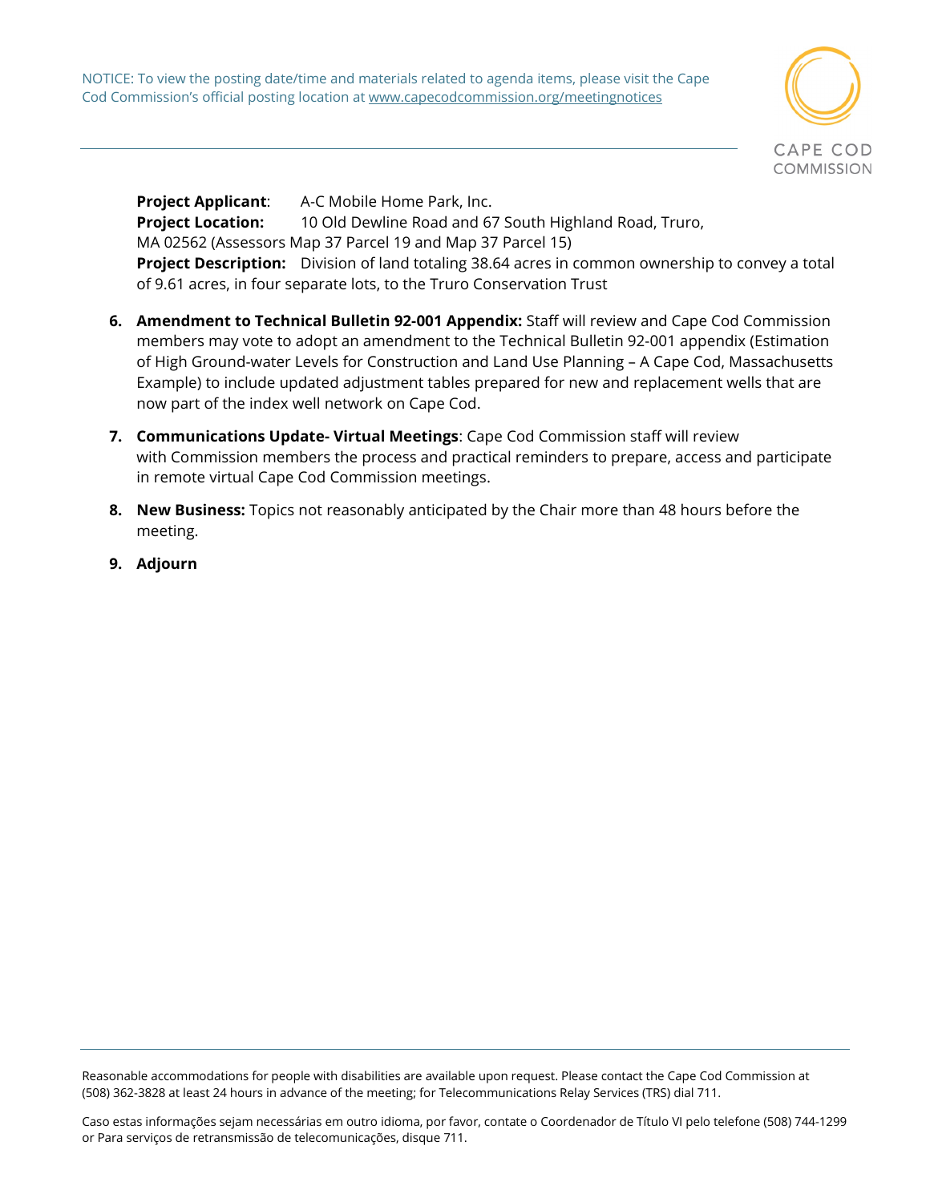NOTICE: To view the posting date/time and materials related to agenda items, please visit the Cape Cod Commission's official posting location at www.capecodcommission.org/meetingnotices

**Project Applicant**: A-C Mobile Home Park, Inc.
**Project Location:** 10 Old Dewline Road and 67 South Highland Road, Truro, MA 02562 (Assessors Map 37 Parcel 19 and Map 37 Parcel 15)
**Project Description:** Division of land totaling 38.64 acres in common ownership to convey a total of 9.61 acres, in four separate lots, to the Truro Conservation Trust

6. **Amendment to Technical Bulletin 92-001 Appendix:** Staff will review and Cape Cod Commission members may vote to adopt an amendment to the Technical Bulletin 92-001 appendix (Estimation of High Ground-water Levels for Construction and Land Use Planning – A Cape Cod, Massachusetts Example) to include updated adjustment tables prepared for new and replacement wells that are now part of the index well network on Cape Cod.

7. **Communications Update- Virtual Meetings**: Cape Cod Commission staff will review with Commission members the process and practical reminders to prepare, access and participate in remote virtual Cape Cod Commission meetings.

8. **New Business:** Topics not reasonably anticipated by the Chair more than 48 hours before the meeting.

9. **Adjourn**

Reasonable accommodations for people with disabilities are available upon request. Please contact the Cape Cod Commission at (508) 362-3828 at least 24 hours in advance of the meeting; for Telecommunications Relay Services (TRS) dial 711.

Caso estas informações sejam necessárias em outro idioma, por favor, contate o Coordenador de Título VI pelo telefone (508) 744-1299 or Para serviços de retransmissão de telecomunicações, disque 711.